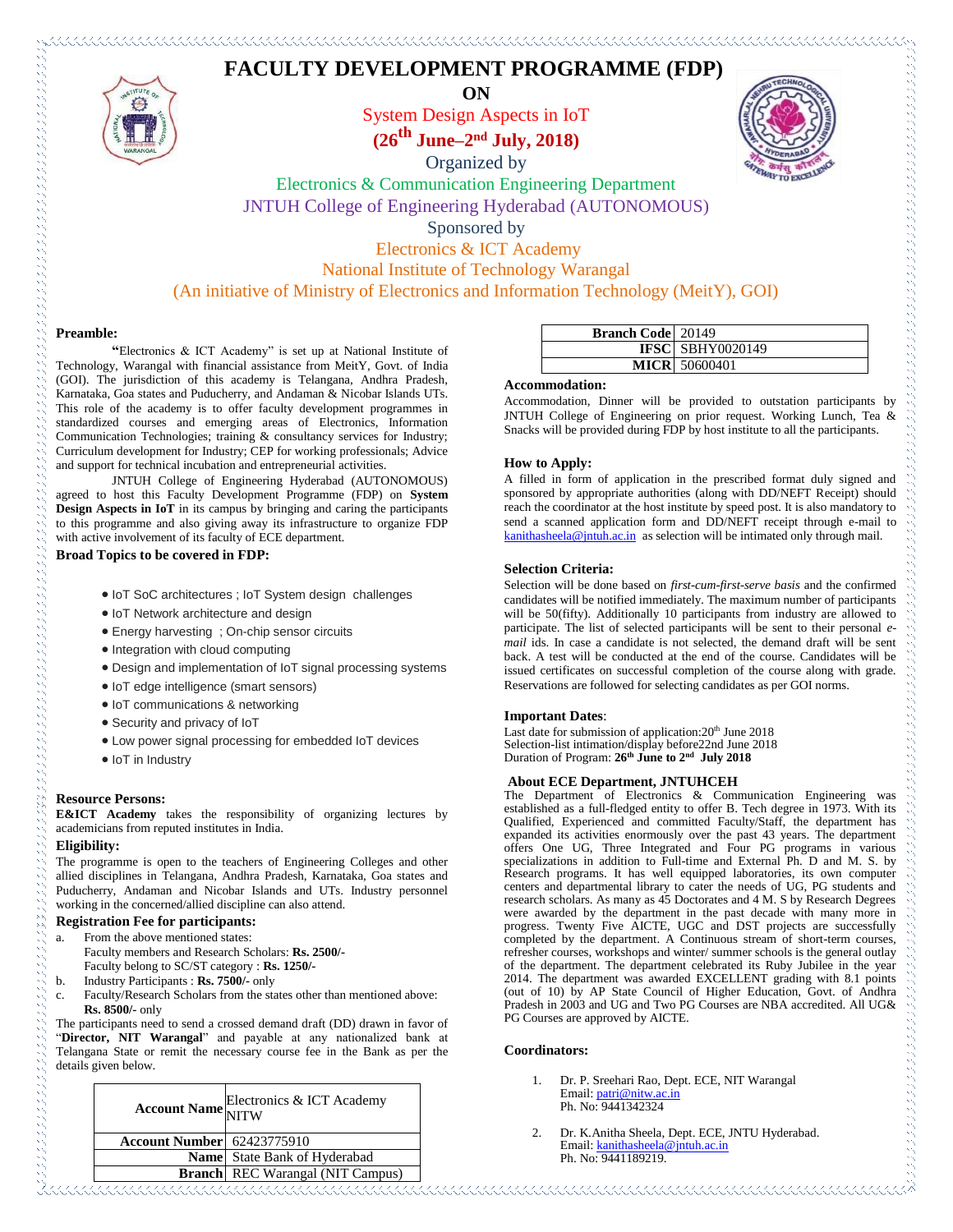# FACULTY DEVELOPMENT PROGRAMME (FDP)

**ON**

System Design Aspects in IoT

**(26th June–2nd July, 2018)**

Organized by

Electronics & Communication Engineering Department

JNTUH College of Engineering Hyderabad (AUTONOMOUS)

Sponsored by

Electronics & ICT Academy

National Institute of Technology Warangal

(An initiative of Ministry of Electronics and Information Technology (MeitY), GOI)

**Preamble:**

**"**Electronics & ICT Academy" is set up at National Institute of Technology, Warangal with financial assistance from MeitY, Govt. of India (GOI). The jurisdiction of this academy is Telangana, Andhra Pradesh, Karnataka, Goa states and Puducherry, and Andaman & Nicobar Islands UTs. This role of the academy is to offer faculty development programmes in standardized courses and emerging areas of Electronics, Information Communication Technologies; training & consultancy services for Industry; Curriculum development for Industry; CEP for working professionals; Advice and support for technical incubation and entrepreneurial activities.

JNTUH College of Engineering Hyderabad (AUTONOMOUS) agreed to host this Faculty Development Programme (FDP) on **System Design Aspects in IoT** in its campus by bringing and caring the participants to this programme and also giving away its infrastructure to organize FDP with active involvement of its faculty of ECE department.

**Broad Topics to be covered in FDP:**

- IoT SoC architectures ; IoT System design challenges
- IoT Network architecture and design
- Energy harvesting ; On-chip sensor circuits
- Integration with cloud computing
- Design and implementation of IoT signal processing systems
- IoT edge intelligence (smart sensors)
- IoT communications & networking
- Security and privacy of IoT
- Low power signal processing for embedded IoT devices
- IoT in Industry

**Resource Persons:**

**E&ICT Academy** takes the responsibility of organizing lectures by academicians from reputed institutes in India.

**Eligibility:**

The programme is open to the teachers of Engineering Colleges and other allied disciplines in Telangana, Andhra Pradesh, Karnataka, Goa states and Puducherry, Andaman and Nicobar Islands and UTs. Industry personnel working in the concerned/allied discipline can also attend.

**Registration Fee for participants:**

a. From the above mentioned states:
   Faculty members and Research Scholars: **Rs. 2500/-**
   Faculty belong to SC/ST category : **Rs. 1250/-**
b. Industry Participants : **Rs. 7500/-** only
c. Faculty/Research Scholars from the states other than mentioned above: **Rs. 8500/-** only

The participants need to send a crossed demand draft (DD) drawn in favor of "**Director, NIT Warangal**" and payable at any nationalized bank at Telangana State or remit the necessary course fee in the Bank as per the details given below.

| | |
|---|---|
| **Account Name** | Electronics & ICT Academy NITW |
| **Account Number** | 62423775910 |
| **Name** | State Bank of Hyderabad |
| **Branch** | REC Warangal (NIT Campus) |
| **Branch Code** | 20149 |
| **IFSC** | SBHY0020149 |
| **MICR** | 50600401 |

**Accommodation:**

Accommodation, Dinner will be provided to outstation participants by JNTUH College of Engineering on prior request. Working Lunch, Tea & Snacks will be provided during FDP by host institute to all the participants.

**How to Apply:**

A filled in form of application in the prescribed format duly signed and sponsored by appropriate authorities (along with DD/NEFT Receipt) should reach the coordinator at the host institute by speed post. It is also mandatory to send a scanned application form and DD/NEFT receipt through e-mail to kanithasheela@jntuh.ac.in as selection will be intimated only through mail.

**Selection Criteria:**

Selection will be done based on *first-cum-first-serve basis* and the confirmed candidates will be notified immediately. The maximum number of participants will be 50(fifty). Additionally 10 participants from industry are allowed to participate. The list of selected participants will be sent to their personal *e-mail* ids. In case a candidate is not selected, the demand draft will be sent back. A test will be conducted at the end of the course. Candidates will be issued certificates on successful completion of the course along with grade. Reservations are followed for selecting candidates as per GOI norms.

**Important Dates**:

Last date for submission of application:20th June 2018
Selection-list intimation/display before22nd June 2018
Duration of Program: **26th June to 2nd July 2018**

**About ECE Department, JNTUHCEH**

The Department of Electronics & Communication Engineering was established as a full-fledged entity to offer B. Tech degree in 1973. With its Qualified, Experienced and committed Faculty/Staff, the department has expanded its activities enormously over the past 43 years. The department offers One UG, Three Integrated and Four PG programs in various specializations in addition to Full-time and External Ph. D and M. S. by Research programs. It has well equipped laboratories, its own computer centers and departmental library to cater the needs of UG, PG students and research scholars. As many as 45 Doctorates and 4 M. S by Research Degrees were awarded by the department in the past decade with many more in progress. Twenty Five AICTE, UGC and DST projects are successfully completed by the department. A Continuous stream of short-term courses, refresher courses, workshops and winter/ summer schools is the general outlay of the department. The department celebrated its Ruby Jubilee in the year 2014. The department was awarded EXCELLENT grading with 8.1 points (out of 10) by AP State Council of Higher Education, Govt. of Andhra Pradesh in 2003 and UG and Two PG Courses are NBA accredited. All UG& PG Courses are approved by AICTE.

**Coordinators:**

1. Dr. P. Sreehari Rao, Dept. ECE, NIT Warangal
   Email: patri@nitw.ac.in
   Ph. No: 9441342324

2. Dr. K.Anitha Sheela, Dept. ECE, JNTU Hyderabad.
   Email: kanithasheela@jntuh.ac.in
   Ph. No: 9441189219.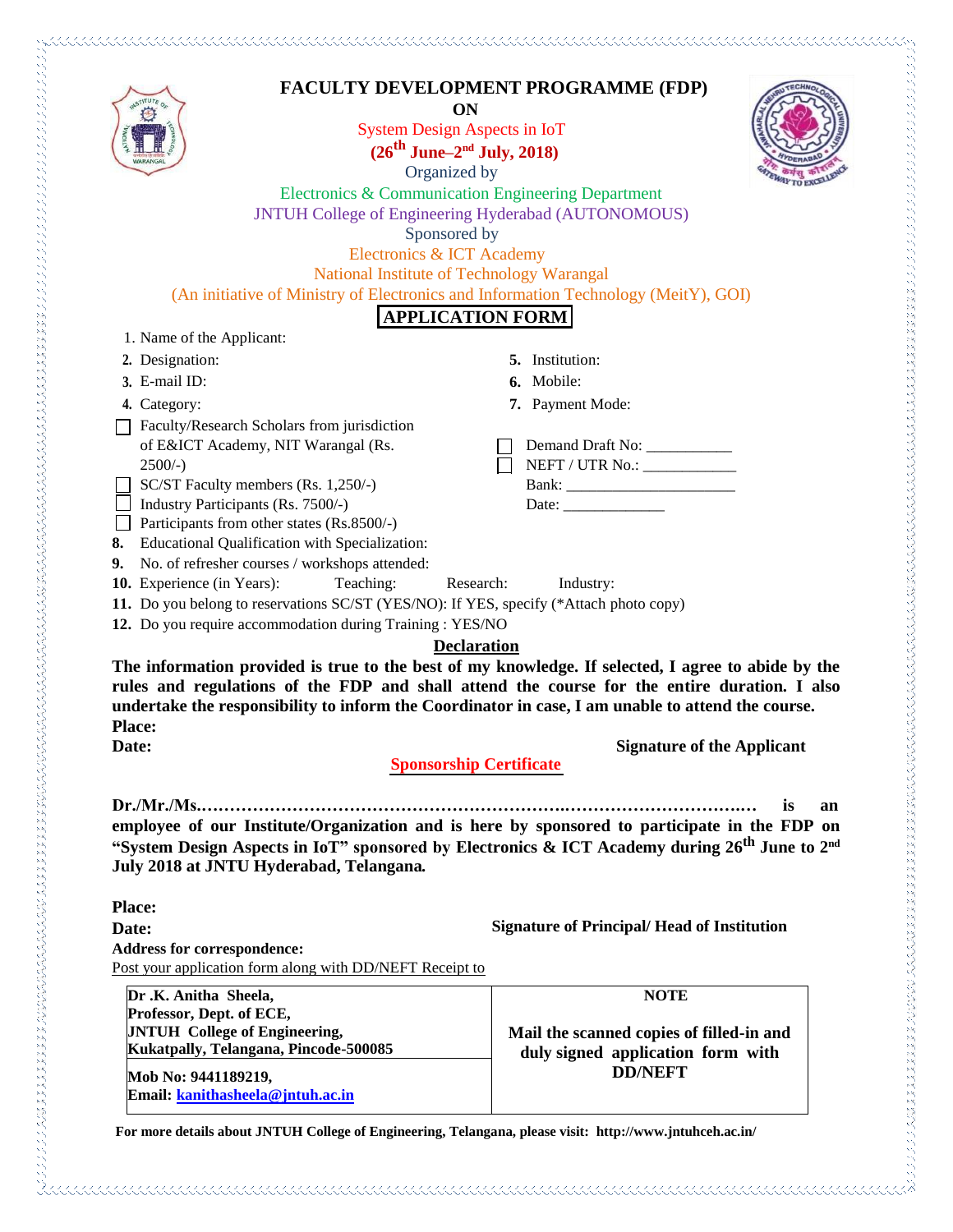# FACULTY DEVELOPMENT PROGRAMME (FDP)

**ON**

System Design Aspects in IoT

**($26^{th}$ June–$2^{nd}$ July, 2018)**

Organized by

Electronics & Communication Engineering Department

JNTUH College of Engineering Hyderabad (AUTONOMOUS)

Sponsored by

Electronics & ICT Academy

National Institute of Technology Warangal

(An initiative of Ministry of Electronics and Information Technology (MeitY), GOI)

## APPLICATION FORM

1. Name of the Applicant:
2. Designation:
3. E-mail ID:
4. Category:
   - ☐ Faculty/Research Scholars from jurisdiction of E&ICT Academy, NIT Warangal (Rs. 2500/-)
   - ☐ SC/ST Faculty members (Rs. 1,250/-)
   - ☐ Industry Participants (Rs. 7500/-)
   - ☐ Participants from other states (Rs.8500/-)
5. Institution:
6. Mobile:
7. Payment Mode:
   - ☐ Demand Draft No: ___________
   - ☐ NEFT / UTR No.: ____________
   - Bank: ______________________
   - Date: _____________
8. Educational Qualification with Specialization:
9. No. of refresher courses / workshops attended:
10. Experience (in Years): Teaching: Research: Industry:
11. Do you belong to reservations SC/ST (YES/NO): If YES, specify (*Attach photo copy)
12. Do you require accommodation during Training : YES/NO

**Declaration**

**The information provided is true to the best of my knowledge. If selected, I agree to abide by the rules and regulations of the FDP and shall attend the course for the entire duration. I also undertake the responsibility to inform the Coordinator in case, I am unable to attend the course.**

**Place:**

**Date:** **Signature of the Applicant**

**Sponsorship Certificate**

**Dr./Mr./Ms.………………………………………………………..………………………..… is an employee of our Institute/Organization and is here by sponsored to participate in the FDP on "System Design Aspects in IoT" sponsored by Electronics & ICT Academy during $26^{th}$ June to $2^{nd}$ July 2018 at JNTU Hyderabad, Telangana.**

**Place:**

**Date:** **Signature of Principal/ Head of Institution**

**Address for correspondence:**

Post your application form along with DD/NEFT Receipt to

| | |
|---|---|
| **Dr .K. Anitha Sheela,**<br>**Professor, Dept. of ECE,**<br>**JNTUH College of Engineering,**<br>**Kukatpally, Telangana, Pincode-500085**<br>**Mob No: 9441189219,**<br>**Email: kanithasheela@jntuh.ac.in** | **NOTE**<br>**Mail the scanned copies of filled-in and duly signed application form with DD/NEFT** |

**For more details about JNTUH College of Engineering, Telangana, please visit: http://www.jntuhceh.ac.in/**